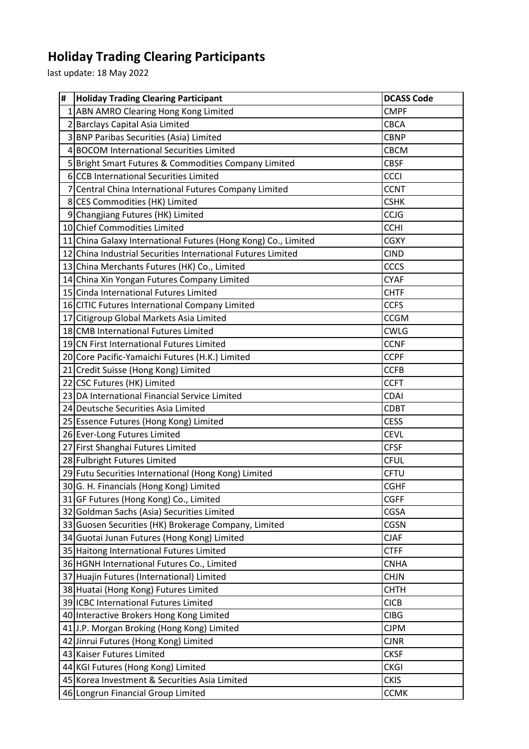# Holiday Trading Clearing Participants

last update: 18 May 2022

| # | Holiday Trading Clearing Participant | DCASS Code |
|---|---|---|
| 1 | ABN AMRO Clearing Hong Kong Limited | CMPF |
| 2 | Barclays Capital Asia Limited | CBCA |
| 3 | BNP Paribas Securities (Asia) Limited | CBNP |
| 4 | BOCOM International Securities Limited | CBCM |
| 5 | Bright Smart Futures & Commodities Company Limited | CBSF |
| 6 | CCB International Securities Limited | CCCI |
| 7 | Central China International Futures Company Limited | CCNT |
| 8 | CES Commodities (HK) Limited | CSHK |
| 9 | Changjiang Futures (HK) Limited | CCJG |
| 10 | Chief Commodities Limited | CCHI |
| 11 | China Galaxy International Futures (Hong Kong) Co., Limited | CGXY |
| 12 | China Industrial Securities International Futures Limited | CIND |
| 13 | China Merchants Futures (HK) Co., Limited | CCCS |
| 14 | China Xin Yongan Futures Company Limited | CYAF |
| 15 | Cinda International Futures Limited | CHTF |
| 16 | CITIC Futures International Company Limited | CCFS |
| 17 | Citigroup Global Markets Asia Limited | CCGM |
| 18 | CMB International Futures Limited | CWLG |
| 19 | CN First International Futures Limited | CCNF |
| 20 | Core Pacific-Yamaichi Futures (H.K.) Limited | CCPF |
| 21 | Credit Suisse (Hong Kong) Limited | CCFB |
| 22 | CSC Futures (HK) Limited | CCFT |
| 23 | DA International Financial Service Limited | CDAI |
| 24 | Deutsche Securities Asia Limited | CDBT |
| 25 | Essence Futures (Hong Kong) Limited | CESS |
| 26 | Ever-Long Futures Limited | CEVL |
| 27 | First Shanghai Futures Limited | CFSF |
| 28 | Fulbright Futures Limited | CFUL |
| 29 | Futu Securities International (Hong Kong) Limited | CFTU |
| 30 | G. H. Financials (Hong Kong) Limited | CGHF |
| 31 | GF Futures (Hong Kong) Co., Limited | CGFF |
| 32 | Goldman Sachs (Asia) Securities Limited | CGSA |
| 33 | Guosen Securities (HK) Brokerage Company, Limited | CGSN |
| 34 | Guotai Junan Futures (Hong Kong) Limited | CJAF |
| 35 | Haitong International Futures Limited | CTFF |
| 36 | HGNH International Futures Co., Limited | CNHA |
| 37 | Huajin Futures (International) Limited | CHJN |
| 38 | Huatai (Hong Kong) Futures Limited | CHTH |
| 39 | ICBC International Futures Limited | CICB |
| 40 | Interactive Brokers Hong Kong Limited | CIBG |
| 41 | J.P. Morgan Broking (Hong Kong) Limited | CJPM |
| 42 | Jinrui Futures (Hong Kong) Limited | CJNR |
| 43 | Kaiser Futures Limited | CKSF |
| 44 | KGI Futures (Hong Kong) Limited | CKGI |
| 45 | Korea Investment & Securities Asia Limited | CKIS |
| 46 | Longrun Financial Group Limited | CCMK |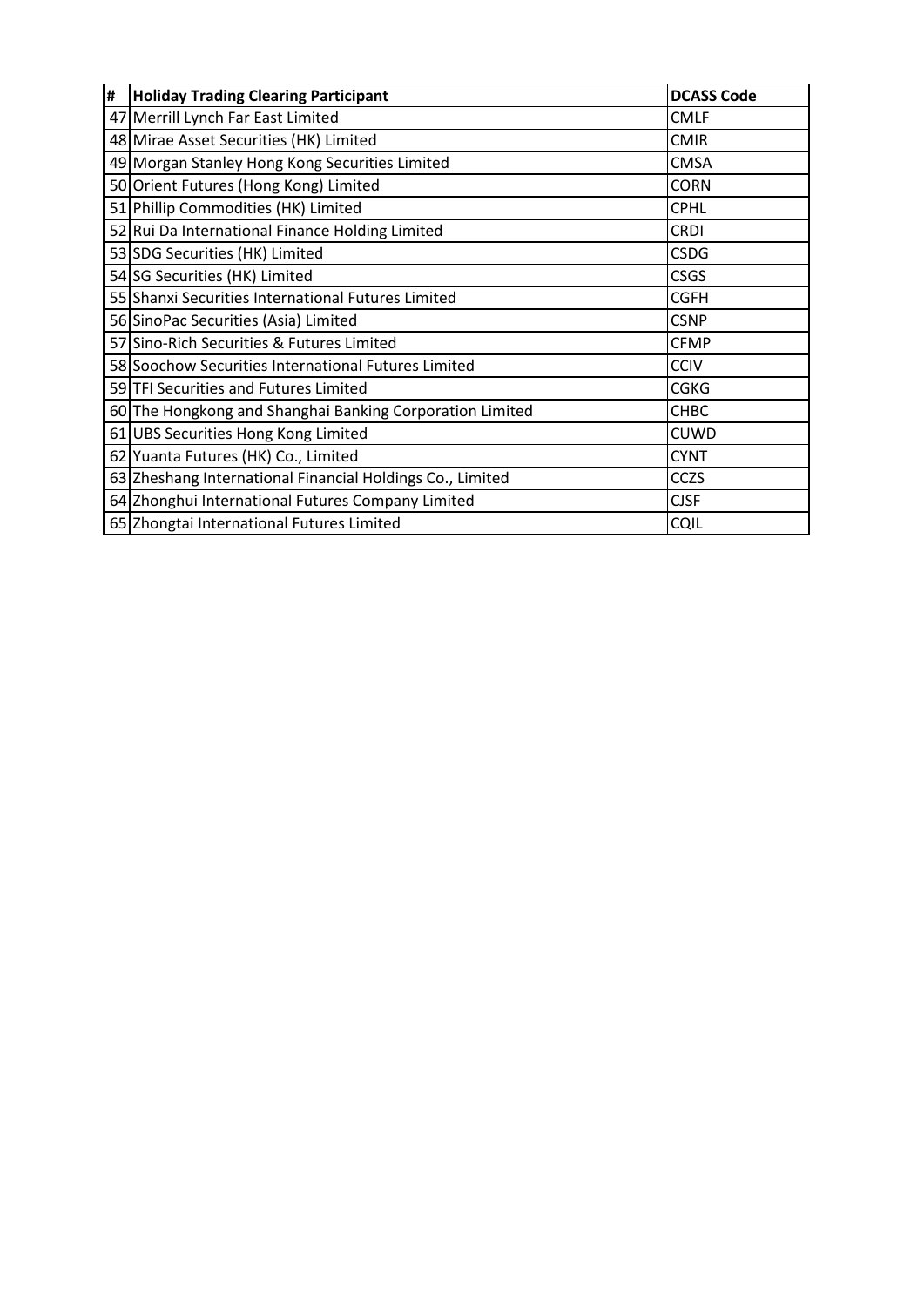| # | Holiday Trading Clearing Participant | DCASS Code |
|---|---|---|
| 47 | Merrill Lynch Far East Limited | CMLF |
| 48 | Mirae Asset Securities (HK) Limited | CMIR |
| 49 | Morgan Stanley Hong Kong Securities Limited | CMSA |
| 50 | Orient Futures (Hong Kong) Limited | CORN |
| 51 | Phillip Commodities (HK) Limited | CPHL |
| 52 | Rui Da International Finance Holding Limited | CRDI |
| 53 | SDG Securities (HK) Limited | CSDG |
| 54 | SG Securities (HK) Limited | CSGS |
| 55 | Shanxi Securities International Futures Limited | CGFH |
| 56 | SinoPac Securities (Asia) Limited | CSNP |
| 57 | Sino-Rich Securities & Futures Limited | CFMP |
| 58 | Soochow Securities International Futures Limited | CCIV |
| 59 | TFI Securities and Futures Limited | CGKG |
| 60 | The Hongkong and Shanghai Banking Corporation Limited | CHBC |
| 61 | UBS Securities Hong Kong Limited | CUWD |
| 62 | Yuanta Futures (HK) Co., Limited | CYNT |
| 63 | Zheshang International Financial Holdings Co., Limited | CCZS |
| 64 | Zhonghui International Futures Company Limited | CJSF |
| 65 | Zhongtai International Futures Limited | CQIL |